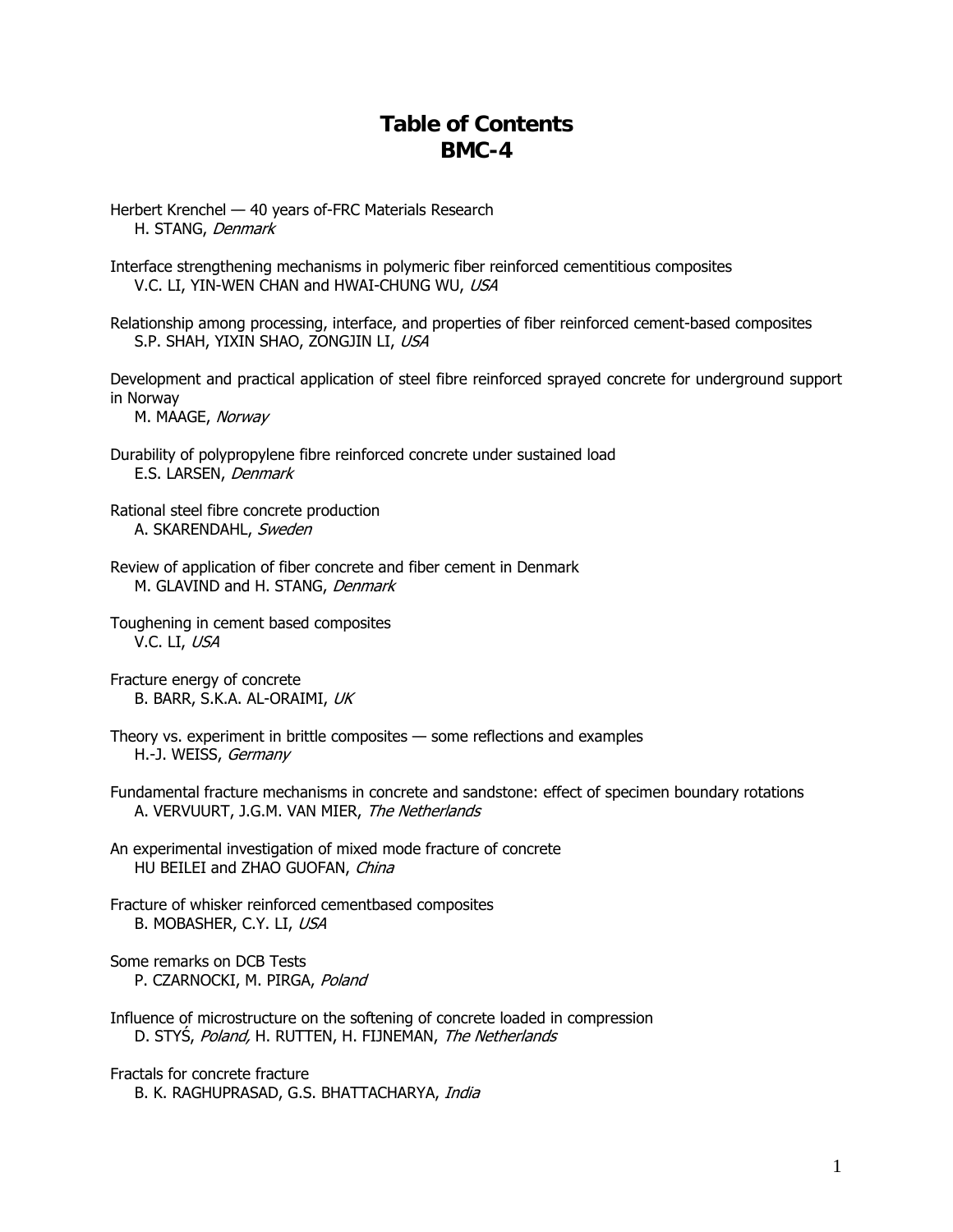# Table of Contents
# BMC-4

Herbert Krenchel — 40 years of-FRC Materials Research
H. STANG, *Denmark*

Interface strengthening mechanisms in polymeric fiber reinforced cementitious composites
V.C. LI, YIN-WEN CHAN and HWAI-CHUNG WU, *USA*

Relationship among processing, interface, and properties of fiber reinforced cement-based composites
S.P. SHAH, YIXIN SHAO, ZONGJIN LI, *USA*

Development and practical application of steel fibre reinforced sprayed concrete for underground support in Norway
M. MAAGE, *Norway*

Durability of polypropylene fibre reinforced concrete under sustained load
E.S. LARSEN, *Denmark*

Rational steel fibre concrete production
A. SKARENDAHL, *Sweden*

Review of application of fiber concrete and fiber cement in Denmark
M. GLAVIND and H. STANG, *Denmark*

Toughening in cement based composites
V.C. LI, *USA*

Fracture energy of concrete
B. BARR, S.K.A. AL-ORAIMI, *UK*

Theory vs. experiment in brittle composites — some reflections and examples
H.-J. WEISS, *Germany*

Fundamental fracture mechanisms in concrete and sandstone: effect of specimen boundary rotations
A. VERVUURT, J.G.M. VAN MIER, *The Netherlands*

An experimental investigation of mixed mode fracture of concrete
HU BEILEI and ZHAO GUOFAN, *China*

Fracture of whisker reinforced cementbased composites
B. MOBASHER, C.Y. LI, *USA*

Some remarks on DCB Tests
P. CZARNOCKI, M. PIRGA, *Poland*

Influence of microstructure on the softening of concrete loaded in compression
D. STYŚ, *Poland,* H. RUTTEN, H. FIJNEMAN, *The Netherlands*

Fractals for concrete fracture
B. K. RAGHUPRASAD, G.S. BHATTACHARYA, *India*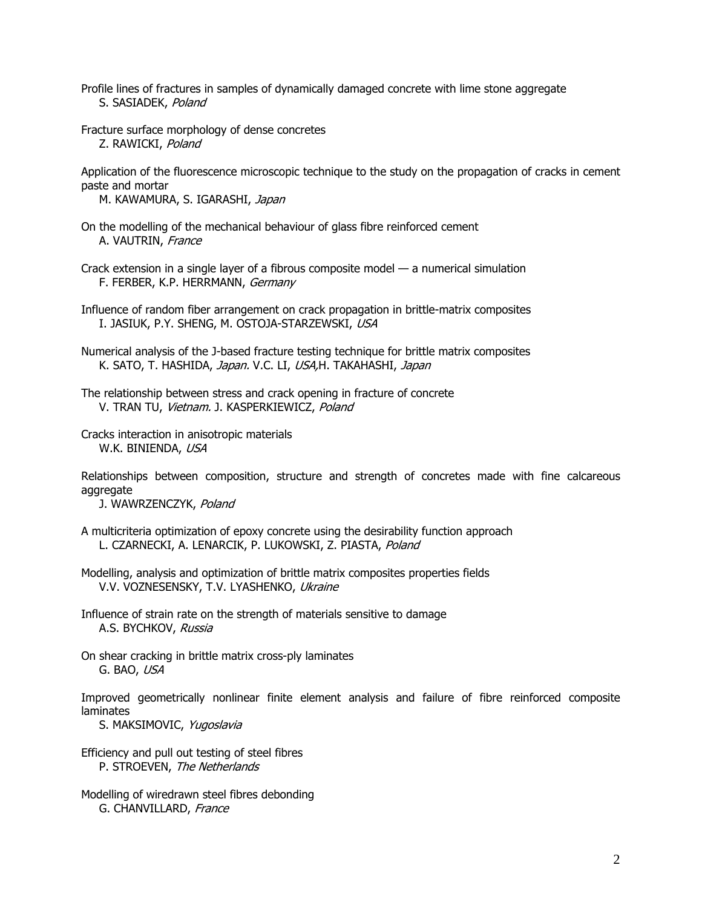Profile lines of fractures in samples of dynamically damaged concrete with lime stone aggregate
S. SASIADEK, *Poland*

Fracture surface morphology of dense concretes
Z. RAWICKI, *Poland*

Application of the fluorescence microscopic technique to the study on the propagation of cracks in cement paste and mortar
M. KAWAMURA, S. IGARASHI, *Japan*

On the modelling of the mechanical behaviour of glass fibre reinforced cement
A. VAUTRIN, *France*

Crack extension in a single layer of a fibrous composite model — a numerical simulation
F. FERBER, K.P. HERRMANN, *Germany*

Influence of random fiber arrangement on crack propagation in brittle-matrix composites
I. JASIUK, P.Y. SHENG, M. OSTOJA-STARZEWSKI, *USA*

Numerical analysis of the J-based fracture testing technique for brittle matrix composites
K. SATO, T. HASHIDA, *Japan.* V.C. LI, *USA*,H. TAKAHASHI, *Japan*

The relationship between stress and crack opening in fracture of concrete
V. TRAN TU, *Vietnam.* J. KASPERKIEWICZ, *Poland*

Cracks interaction in anisotropic materials
W.K. BINIENDA, *USA*

Relationships between composition, structure and strength of concretes made with fine calcareous aggregate
J. WAWRZENCZYK, *Poland*

A multicriteria optimization of epoxy concrete using the desirability function approach
L. CZARNECKI, A. LENARCIK, P. LUKOWSKI, Z. PIASTA, *Poland*

Modelling, analysis and optimization of brittle matrix composites properties fields
V.V. VOZNESENSKY, T.V. LYASHENKO, *Ukraine*

Influence of strain rate on the strength of materials sensitive to damage
A.S. BYCHKOV, *Russia*

On shear cracking in brittle matrix cross-ply laminates
G. BAO, *USA*

Improved geometrically nonlinear finite element analysis and failure of fibre reinforced composite laminates
S. MAKSIMOVIC, *Yugoslavia*

Efficiency and pull out testing of steel fibres
P. STROEVEN, *The Netherlands*

Modelling of wiredrawn steel fibres debonding
G. CHANVILLARD, *France*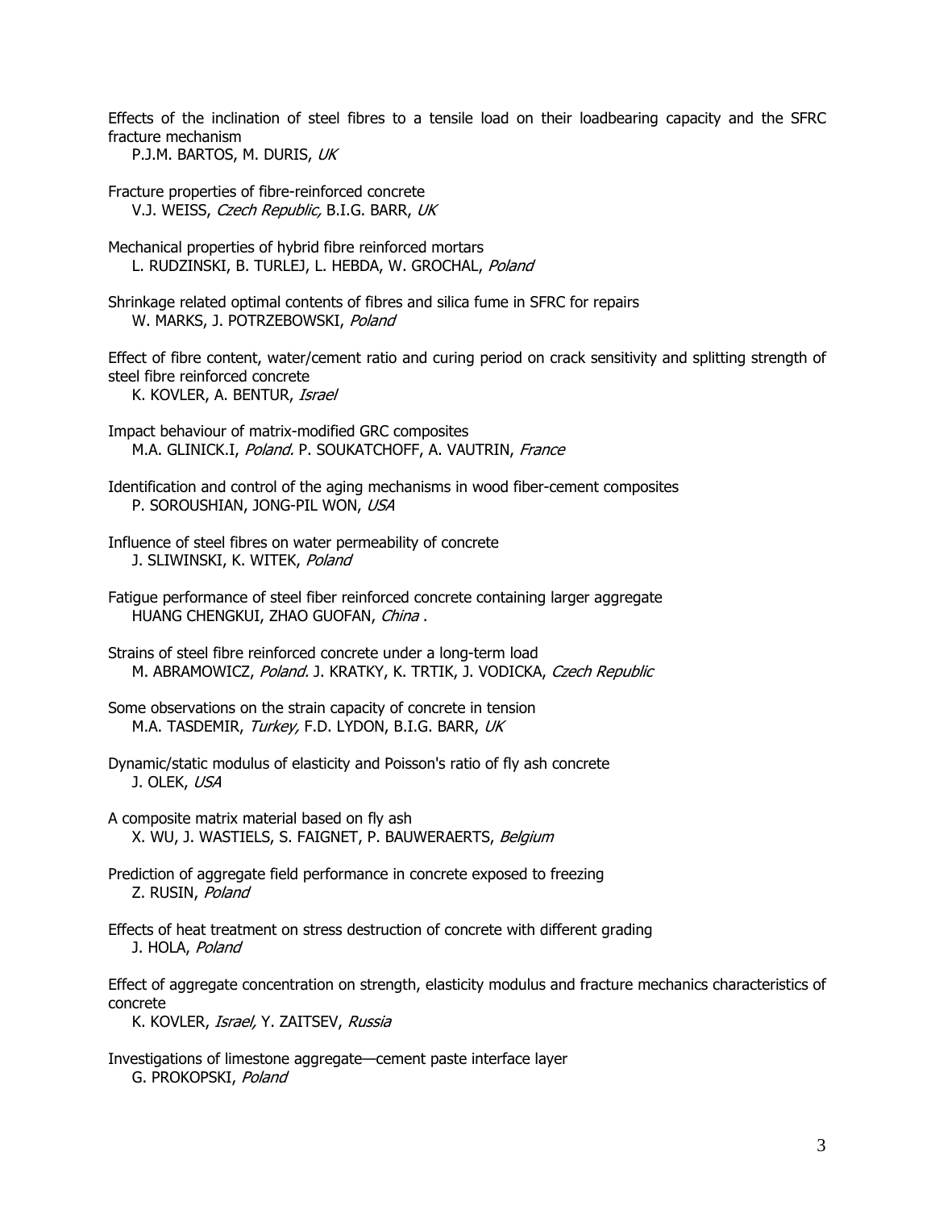Effects of the inclination of steel fibres to a tensile load on their loadbearing capacity and the SFRC fracture mechanism
P.J.M. BARTOS, M. DURIS, *UK*

Fracture properties of fibre-reinforced concrete
V.J. WEISS, *Czech Republic,* B.I.G. BARR, *UK*

Mechanical properties of hybrid fibre reinforced mortars
L. RUDZINSKI, B. TURLEJ, L. HEBDA, W. GROCHAL, *Poland*

Shrinkage related optimal contents of fibres and silica fume in SFRC for repairs
W. MARKS, J. POTRZEBOWSKI, *Poland*

Effect of fibre content, water/cement ratio and curing period on crack sensitivity and splitting strength of steel fibre reinforced concrete
K. KOVLER, A. BENTUR, *Israel*

Impact behaviour of matrix-modified GRC composites
M.A. GLINICK.I, *Poland.* P. SOUKATCHOFF, A. VAUTRIN, *France*

Identification and control of the aging mechanisms in wood fiber-cement composites
P. SOROUSHIAN, JONG-PIL WON, *USA*

Influence of steel fibres on water permeability of concrete
J. SLIWINSKI, K. WITEK, *Poland*

Fatigue performance of steel fiber reinforced concrete containing larger aggregate
HUANG CHENGKUI, ZHAO GUOFAN, *China* .

Strains of steel fibre reinforced concrete under a long-term load
M. ABRAMOWICZ, *Poland.* J. KRATKY, K. TRTIK, J. VODICKA, *Czech Republic*

Some observations on the strain capacity of concrete in tension
M.A. TASDEMIR, *Turkey,* F.D. LYDON, B.I.G. BARR, *UK*

Dynamic/static modulus of elasticity and Poisson's ratio of fly ash concrete
J. OLEK, *USA*

A composite matrix material based on fly ash
X. WU, J. WASTIELS, S. FAIGNET, P. BAUWERAERTS, *Belgium*

Prediction of aggregate field performance in concrete exposed to freezing
Z. RUSIN, *Poland*

Effects of heat treatment on stress destruction of concrete with different grading
J. HOLA, *Poland*

Effect of aggregate concentration on strength, elasticity modulus and fracture mechanics characteristics of concrete
K. KOVLER, *Israel,* Y. ZAITSEV, *Russia*

Investigations of limestone aggregate—cement paste interface layer
G. PROKOPSKI, *Poland*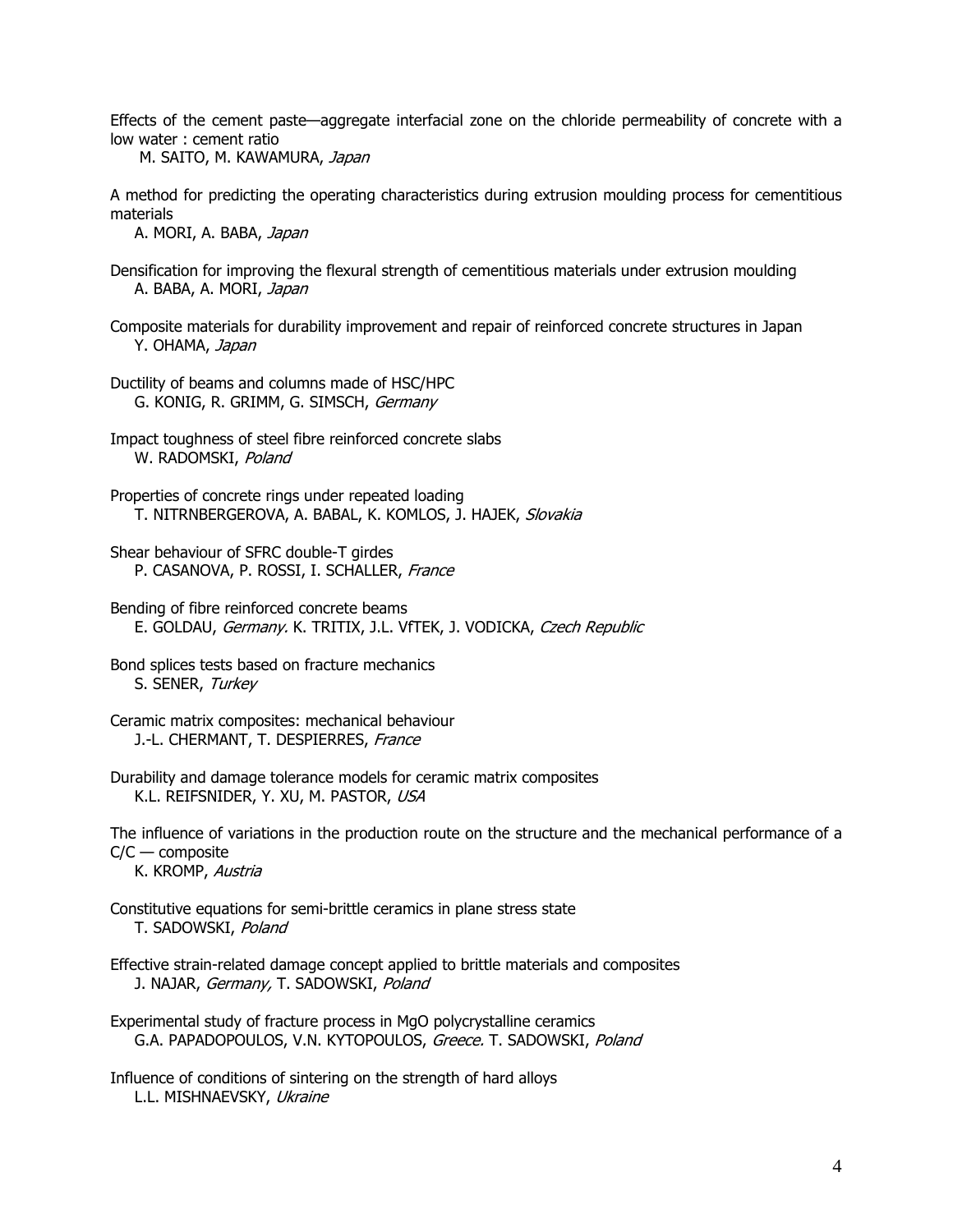Effects of the cement paste—aggregate interfacial zone on the chloride permeability of concrete with a low water : cement ratio
M. SAITO, M. KAWAMURA, *Japan*

A method for predicting the operating characteristics during extrusion moulding process for cementitious materials
A. MORI, A. BABA, *Japan*

Densification for improving the flexural strength of cementitious materials under extrusion moulding
A. BABA, A. MORI, *Japan*

Composite materials for durability improvement and repair of reinforced concrete structures in Japan
Y. OHAMA, *Japan*

Ductility of beams and columns made of HSC/HPC
G. KONIG, R. GRIMM, G. SIMSCH, *Germany*

Impact toughness of steel fibre reinforced concrete slabs
W. RADOMSKI, *Poland*

Properties of concrete rings under repeated loading
T. NITRNBERGEROVA, A. BABAL, K. KOMLOS, J. HAJEK, *Slovakia*

Shear behaviour of SFRC double-T girdes
P. CASANOVA, P. ROSSI, I. SCHALLER, *France*

Bending of fibre reinforced concrete beams
E. GOLDAU, *Germany.* K. TRITIX, J.L. VfTEK, J. VODICKA, *Czech Republic*

Bond splices tests based on fracture mechanics
S. SENER, *Turkey*

Ceramic matrix composites: mechanical behaviour
J.-L. CHERMANT, T. DESPIERRES, *France*

Durability and damage tolerance models for ceramic matrix composites
K.L. REIFSNIDER, Y. XU, M. PASTOR, *USA*

The influence of variations in the production route on the structure and the mechanical performance of a C/C — composite
K. KROMP, *Austria*

Constitutive equations for semi-brittle ceramics in plane stress state
T. SADOWSKI, *Poland*

Effective strain-related damage concept applied to brittle materials and composites
J. NAJAR, *Germany,* T. SADOWSKI, *Poland*

Experimental study of fracture process in MgO polycrystalline ceramics
G.A. PAPADOPOULOS, V.N. KYTOPOULOS, *Greece.* T. SADOWSKI, *Poland*

Influence of conditions of sintering on the strength of hard alloys
L.L. MISHNAEVSKY, *Ukraine*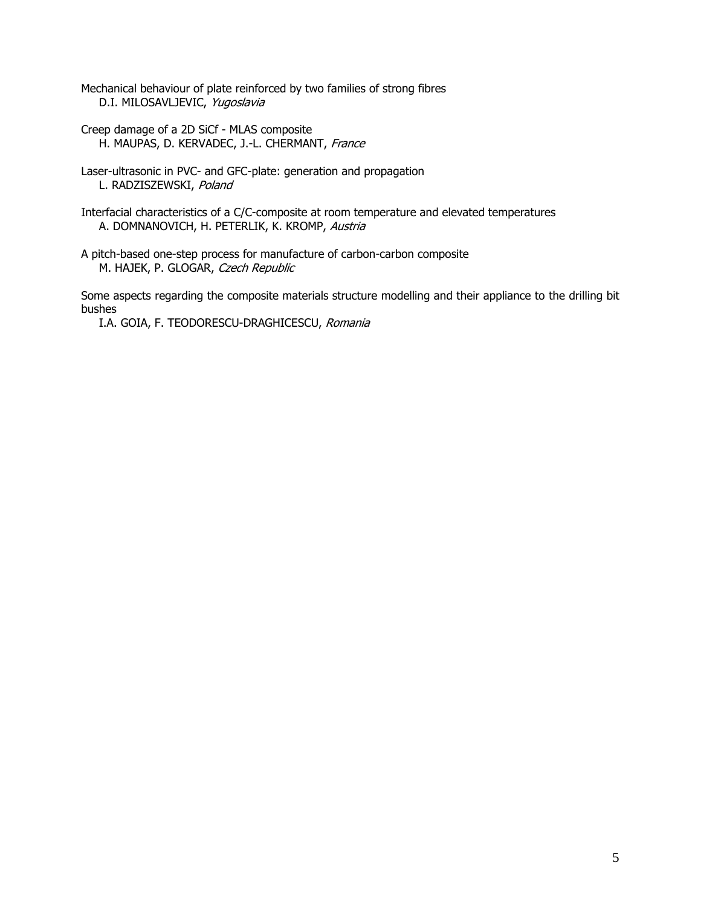Mechanical behaviour of plate reinforced by two families of strong fibres
D.I. MILOSAVLJEVIC, *Yugoslavia*

Creep damage of a 2D SiCf - MLAS composite
H. MAUPAS, D. KERVADEC, J.-L. CHERMANT, *France*

Laser-ultrasonic in PVC- and GFC-plate: generation and propagation
L. RADZISZEWSKI, *Poland*

Interfacial characteristics of a C/C-composite at room temperature and elevated temperatures
A. DOMNANOVICH, H. PETERLIK, K. KROMP, *Austria*

A pitch-based one-step process for manufacture of carbon-carbon composite
M. HAJEK, P. GLOGAR, *Czech Republic*

Some aspects regarding the composite materials structure modelling and their appliance to the drilling bit bushes
I.A. GOIA, F. TEODORESCU-DRAGHICESCU, *Romania*